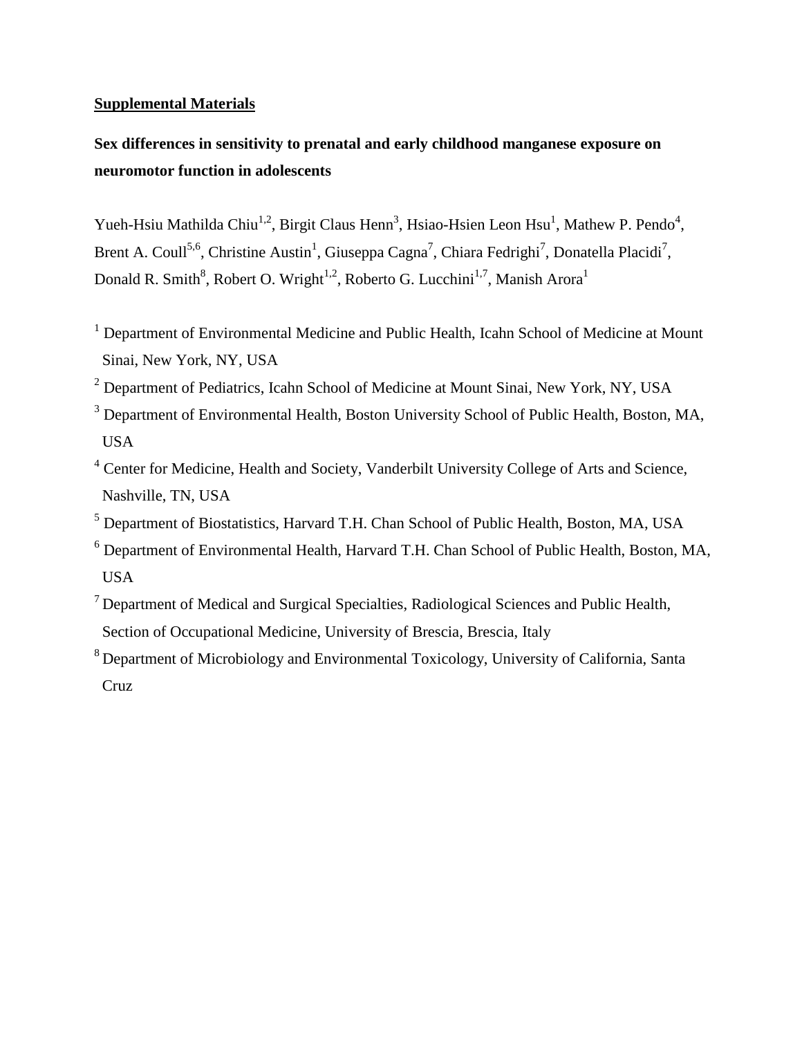**Supplemental Materials**

**Sex differences in sensitivity to prenatal and early childhood manganese exposure on neuromotor function in adolescents**

Yueh-Hsiu Mathilda Chiu[1,2], Birgit Claus Henn[3], Hsiao-Hsien Leon Hsu[1], Mathew P. Pendo[4], Brent A. Coull[5,6], Christine Austin[1], Giuseppa Cagna[7], Chiara Fedrighi[7], Donatella Placidi[7], Donald R. Smith[8], Robert O. Wright[1,2], Roberto G. Lucchini[1,7], Manish Arora[1]

[1] Department of Environmental Medicine and Public Health, Icahn School of Medicine at Mount Sinai, New York, NY, USA

[2] Department of Pediatrics, Icahn School of Medicine at Mount Sinai, New York, NY, USA

[3] Department of Environmental Health, Boston University School of Public Health, Boston, MA, USA

[4] Center for Medicine, Health and Society, Vanderbilt University College of Arts and Science, Nashville, TN, USA

[5] Department of Biostatistics, Harvard T.H. Chan School of Public Health, Boston, MA, USA

[6] Department of Environmental Health, Harvard T.H. Chan School of Public Health, Boston, MA, USA

[7] Department of Medical and Surgical Specialties, Radiological Sciences and Public Health, Section of Occupational Medicine, University of Brescia, Brescia, Italy

[8] Department of Microbiology and Environmental Toxicology, University of California, Santa Cruz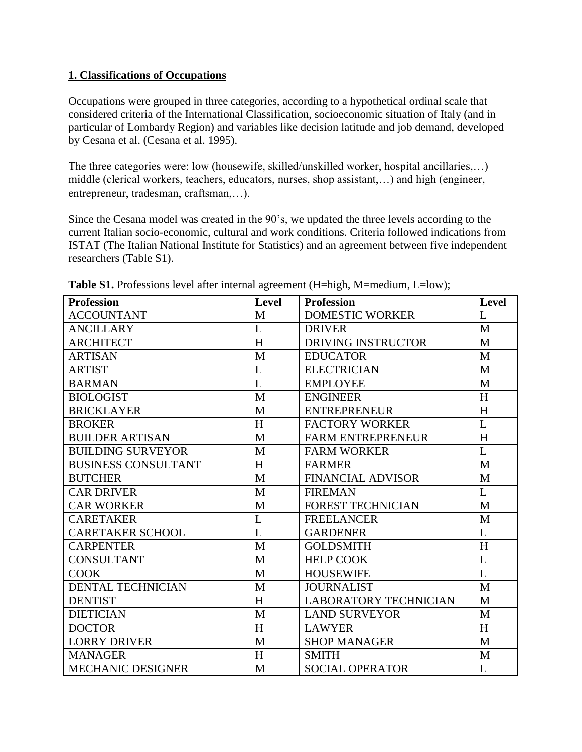## 1. Classifications of Occupations

Occupations were grouped in three categories, according to a hypothetical ordinal scale that considered criteria of the International Classification, socioeconomic situation of Italy (and in particular of Lombardy Region) and variables like decision latitude and job demand, developed by Cesana et al. (Cesana et al. 1995).

The three categories were: low (housewife, skilled/unskilled worker, hospital ancillaries,…) middle (clerical workers, teachers, educators, nurses, shop assistant,…) and high (engineer, entrepreneur, tradesman, craftsman,…).

Since the Cesana model was created in the 90's, we updated the three levels according to the current Italian socio-economic, cultural and work conditions. Criteria followed indications from ISTAT (The Italian National Institute for Statistics) and an agreement between five independent researchers (Table S1).

**Table S1.** Professions level after internal agreement (H=high, M=medium, L=low);

| Profession | Level | Profession | Level |
|---|---|---|---|
| ACCOUNTANT | M | DOMESTIC WORKER | L |
| ANCILLARY | L | DRIVER | M |
| ARCHITECT | H | DRIVING INSTRUCTOR | M |
| ARTISAN | M | EDUCATOR | M |
| ARTIST | L | ELECTRICIAN | M |
| BARMAN | L | EMPLOYEE | M |
| BIOLOGIST | M | ENGINEER | H |
| BRICKLAYER | M | ENTREPRENEUR | H |
| BROKER | H | FACTORY WORKER | L |
| BUILDER ARTISAN | M | FARM ENTREPRENEUR | H |
| BUILDING SURVEYOR | M | FARM WORKER | L |
| BUSINESS CONSULTANT | H | FARMER | M |
| BUTCHER | M | FINANCIAL ADVISOR | M |
| CAR DRIVER | M | FIREMAN | L |
| CAR WORKER | M | FOREST TECHNICIAN | M |
| CARETAKER | L | FREELANCER | M |
| CARETAKER SCHOOL | L | GARDENER | L |
| CARPENTER | M | GOLDSMITH | H |
| CONSULTANT | M | HELP COOK | L |
| COOK | M | HOUSEWIFE | L |
| DENTAL TECHNICIAN | M | JOURNALIST | M |
| DENTIST | H | LABORATORY TECHNICIAN | M |
| DIETICIAN | M | LAND SURVEYOR | M |
| DOCTOR | H | LAWYER | H |
| LORRY DRIVER | M | SHOP MANAGER | M |
| MANAGER | H | SMITH | M |
| MECHANIC DESIGNER | M | SOCIAL OPERATOR | L |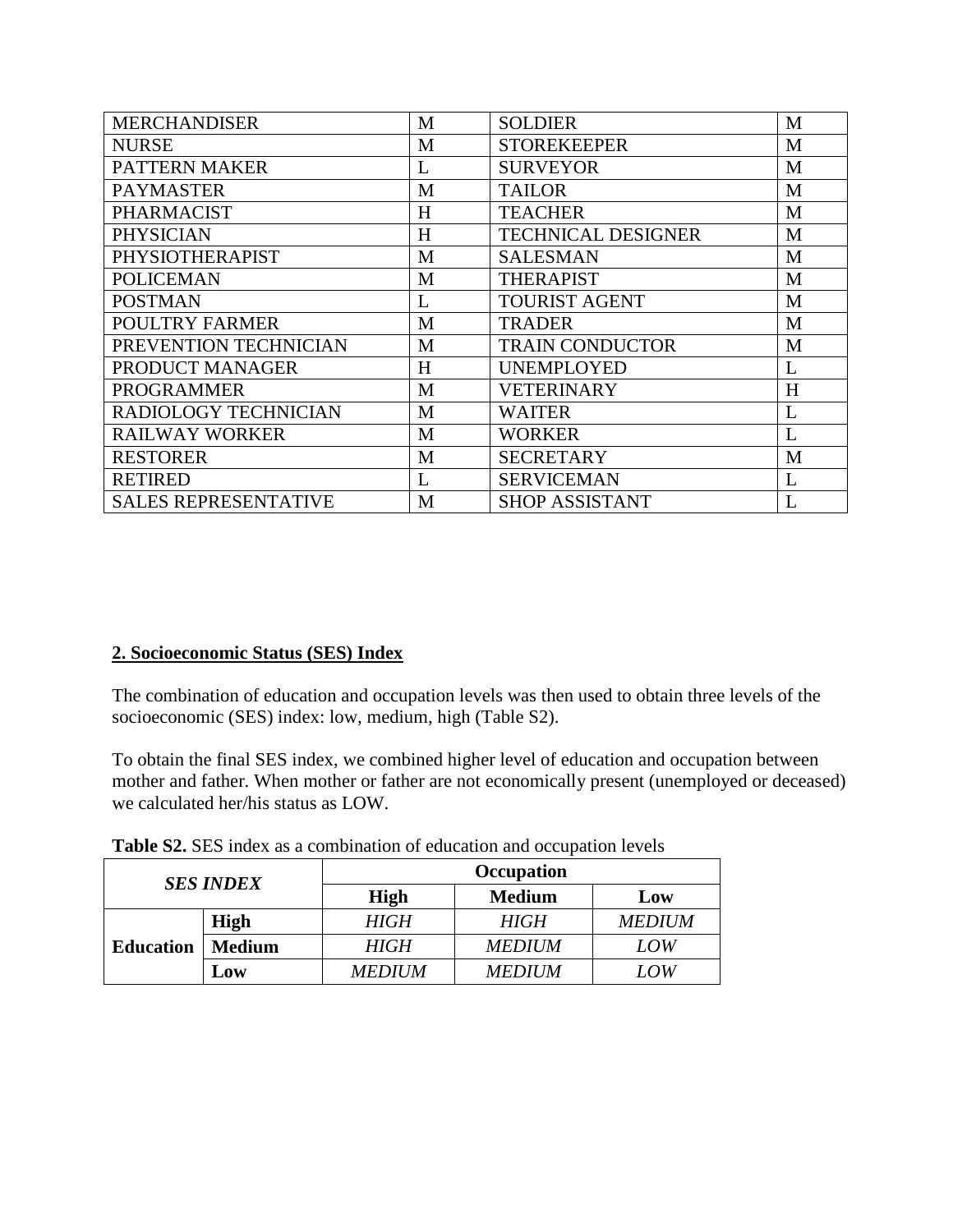| MERCHANDISER | M | SOLDIER | M |
|---|---|---|---|
| NURSE | M | STOREKEEPER | M |
| PATTERN MAKER | L | SURVEYOR | M |
| PAYMASTER | M | TAILOR | M |
| PHARMACIST | H | TEACHER | M |
| PHYSICIAN | H | TECHNICAL DESIGNER | M |
| PHYSIOTHERAPIST | M | SALESMAN | M |
| POLICEMAN | M | THERAPIST | M |
| POSTMAN | L | TOURIST AGENT | M |
| POULTRY FARMER | M | TRADER | M |
| PREVENTION TECHNICIAN | M | TRAIN CONDUCTOR | M |
| PRODUCT MANAGER | H | UNEMPLOYED | L |
| PROGRAMMER | M | VETERINARY | H |
| RADIOLOGY TECHNICIAN | M | WAITER | L |
| RAILWAY WORKER | M | WORKER | L |
| RESTORER | M | SECRETARY | M |
| RETIRED | L | SERVICEMAN | L |
| SALES REPRESENTATIVE | M | SHOP ASSISTANT | L |

## 2. Socioeconomic Status (SES) Index

The combination of education and occupation levels was then used to obtain three levels of the socioeconomic (SES) index: low, medium, high (Table S2).

To obtain the final SES index, we combined higher level of education and occupation between mother and father. When mother or father are not economically present (unemployed or deceased) we calculated her/his status as LOW.

**Table S2.** SES index as a combination of education and occupation levels

| *SES INDEX* | | **Occupation** | | |
|---|---|---|---|---|
| | | **High** | **Medium** | **Low** |
| **Education** | **High** | *HIGH* | *HIGH* | *MEDIUM* |
| | **Medium** | *HIGH* | *MEDIUM* | *LOW* |
| | **Low** | *MEDIUM* | *MEDIUM* | *LOW* |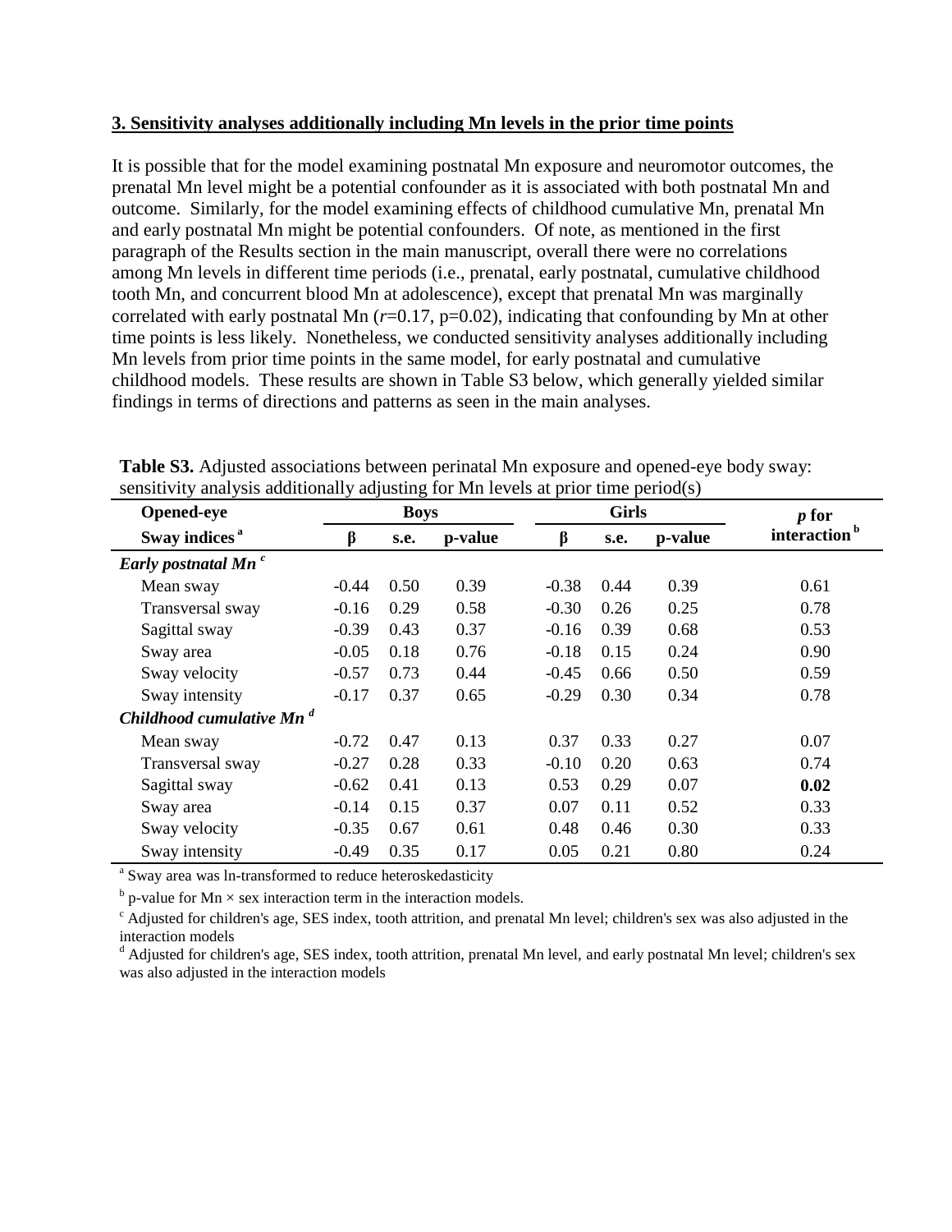### 3. Sensitivity analyses additionally including Mn levels in the prior time points

It is possible that for the model examining postnatal Mn exposure and neuromotor outcomes, the prenatal Mn level might be a potential confounder as it is associated with both postnatal Mn and outcome. Similarly, for the model examining effects of childhood cumulative Mn, prenatal Mn and early postnatal Mn might be potential confounders. Of note, as mentioned in the first paragraph of the Results section in the main manuscript, overall there were no correlations among Mn levels in different time periods (i.e., prenatal, early postnatal, cumulative childhood tooth Mn, and concurrent blood Mn at adolescence), except that prenatal Mn was marginally correlated with early postnatal Mn ($r$=0.17, p=0.02), indicating that confounding by Mn at other time points is less likely. Nonetheless, we conducted sensitivity analyses additionally including Mn levels from prior time points in the same model, for early postnatal and cumulative childhood models. These results are shown in Table S3 below, which generally yielded similar findings in terms of directions and patterns as seen in the main analyses.

**Table S3.** Adjusted associations between perinatal Mn exposure and opened-eye body sway: sensitivity analysis additionally adjusting for Mn levels at prior time period(s)

| Opened-eye Sway indices [a] | Boys | | | Girls | | | *p* for interaction [b] |
|---|---|---|---|---|---|---|---|
| | β | s.e. | p-value | β | s.e. | p-value | |
| ***Early postnatal Mn* [c]** | | | | | | | |
| Mean sway | -0.44 | 0.50 | 0.39 | -0.38 | 0.44 | 0.39 | 0.61 |
| Transversal sway | -0.16 | 0.29 | 0.58 | -0.30 | 0.26 | 0.25 | 0.78 |
| Sagittal sway | -0.39 | 0.43 | 0.37 | -0.16 | 0.39 | 0.68 | 0.53 |
| Sway area | -0.05 | 0.18 | 0.76 | -0.18 | 0.15 | 0.24 | 0.90 |
| Sway velocity | -0.57 | 0.73 | 0.44 | -0.45 | 0.66 | 0.50 | 0.59 |
| Sway intensity | -0.17 | 0.37 | 0.65 | -0.29 | 0.30 | 0.34 | 0.78 |
| ***Childhood cumulative Mn* [d]** | | | | | | | |
| Mean sway | -0.72 | 0.47 | 0.13 | 0.37 | 0.33 | 0.27 | 0.07 |
| Transversal sway | -0.27 | 0.28 | 0.33 | -0.10 | 0.20 | 0.63 | 0.74 |
| Sagittal sway | -0.62 | 0.41 | 0.13 | 0.53 | 0.29 | 0.07 | **0.02** |
| Sway area | -0.14 | 0.15 | 0.37 | 0.07 | 0.11 | 0.52 | 0.33 |
| Sway velocity | -0.35 | 0.67 | 0.61 | 0.48 | 0.46 | 0.30 | 0.33 |
| Sway intensity | -0.49 | 0.35 | 0.17 | 0.05 | 0.21 | 0.80 | 0.24 |

[a] Sway area was ln-transformed to reduce heteroskedasticity

[b] p-value for Mn × sex interaction term in the interaction models.

[c] Adjusted for children's age, SES index, tooth attrition, and prenatal Mn level; children's sex was also adjusted in the interaction models

[d] Adjusted for children's age, SES index, tooth attrition, prenatal Mn level, and early postnatal Mn level; children's sex was also adjusted in the interaction models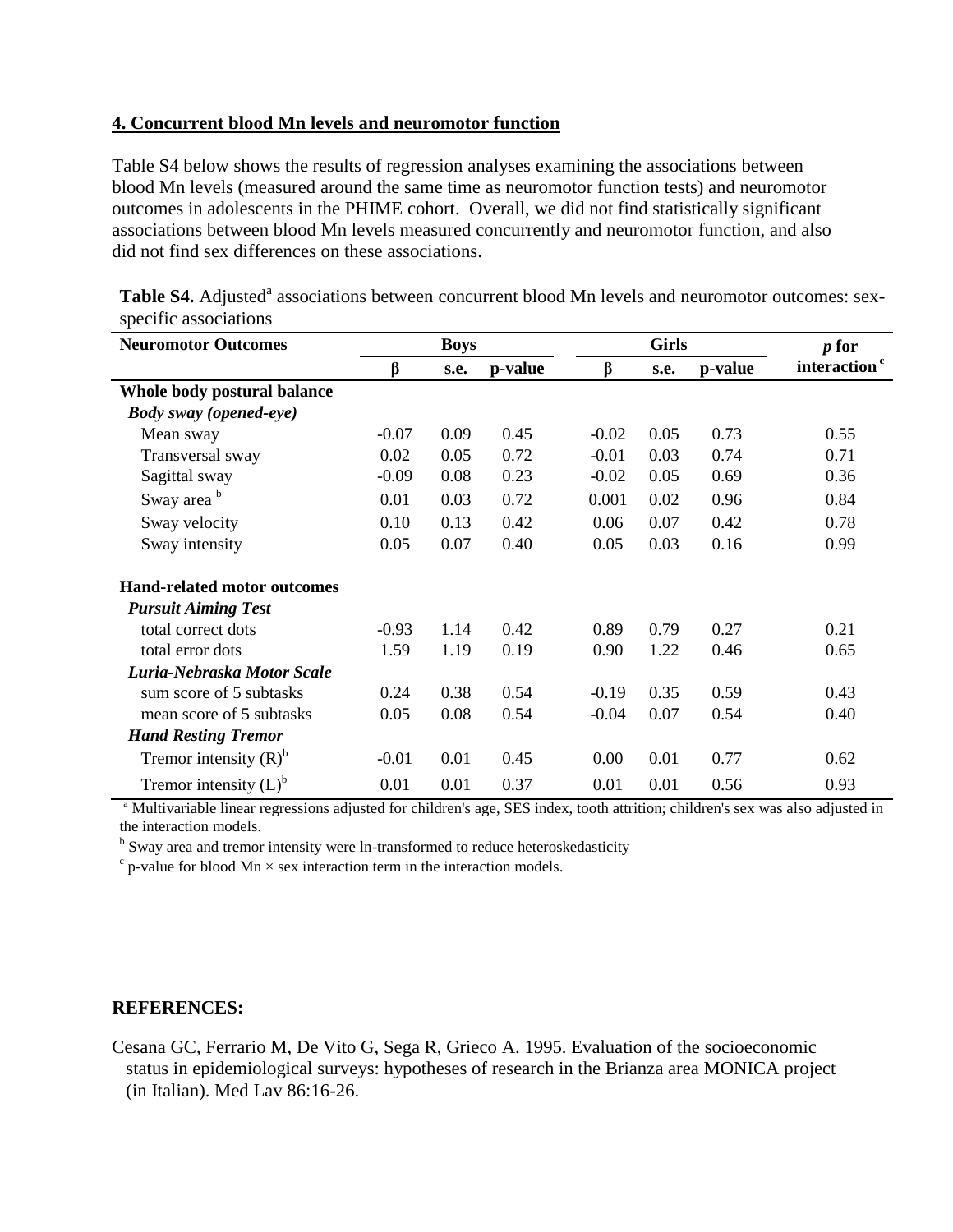## 4. Concurrent blood Mn levels and neuromotor function

Table S4 below shows the results of regression analyses examining the associations between blood Mn levels (measured around the same time as neuromotor function tests) and neuromotor outcomes in adolescents in the PHIME cohort. Overall, we did not find statistically significant associations between blood Mn levels measured concurrently and neuromotor function, and also did not find sex differences on these associations.

**Table S4.** Adjusted[a] associations between concurrent blood Mn levels and neuromotor outcomes: sex-specific associations

| Neuromotor Outcomes | Boys | | | Girls | | | *p* for interaction [c] |
|---|---|---|---|---|---|---|---|
| | β | s.e. | p-value | β | s.e. | p-value | |
| **Whole body postural balance** | | | | | | | |
| ***Body sway (opened-eye)*** | | | | | | | |
| Mean sway | -0.07 | 0.09 | 0.45 | -0.02 | 0.05 | 0.73 | 0.55 |
| Transversal sway | 0.02 | 0.05 | 0.72 | -0.01 | 0.03 | 0.74 | 0.71 |
| Sagittal sway | -0.09 | 0.08 | 0.23 | -0.02 | 0.05 | 0.69 | 0.36 |
| Sway area [b] | 0.01 | 0.03 | 0.72 | 0.001 | 0.02 | 0.96 | 0.84 |
| Sway velocity | 0.10 | 0.13 | 0.42 | 0.06 | 0.07 | 0.42 | 0.78 |
| Sway intensity | 0.05 | 0.07 | 0.40 | 0.05 | 0.03 | 0.16 | 0.99 |
| **Hand-related motor outcomes** | | | | | | | |
| ***Pursuit Aiming Test*** | | | | | | | |
| total correct dots | -0.93 | 1.14 | 0.42 | 0.89 | 0.79 | 0.27 | 0.21 |
| total error dots | 1.59 | 1.19 | 0.19 | 0.90 | 1.22 | 0.46 | 0.65 |
| ***Luria-Nebraska Motor Scale*** | | | | | | | |
| sum score of 5 subtasks | 0.24 | 0.38 | 0.54 | -0.19 | 0.35 | 0.59 | 0.43 |
| mean score of 5 subtasks | 0.05 | 0.08 | 0.54 | -0.04 | 0.07 | 0.54 | 0.40 |
| ***Hand Resting Tremor*** | | | | | | | |
| Tremor intensity (R)[b] | -0.01 | 0.01 | 0.45 | 0.00 | 0.01 | 0.77 | 0.62 |
| Tremor intensity (L)[b] | 0.01 | 0.01 | 0.37 | 0.01 | 0.01 | 0.56 | 0.93 |

[a] Multivariable linear regressions adjusted for children's age, SES index, tooth attrition; children's sex was also adjusted in the interaction models.

[b] Sway area and tremor intensity were ln-transformed to reduce heteroskedasticity

[c] p-value for blood Mn × sex interaction term in the interaction models.

## REFERENCES:

Cesana GC, Ferrario M, De Vito G, Sega R, Grieco A. 1995. Evaluation of the socioeconomic status in epidemiological surveys: hypotheses of research in the Brianza area MONICA project (in Italian). Med Lav 86:16-26.